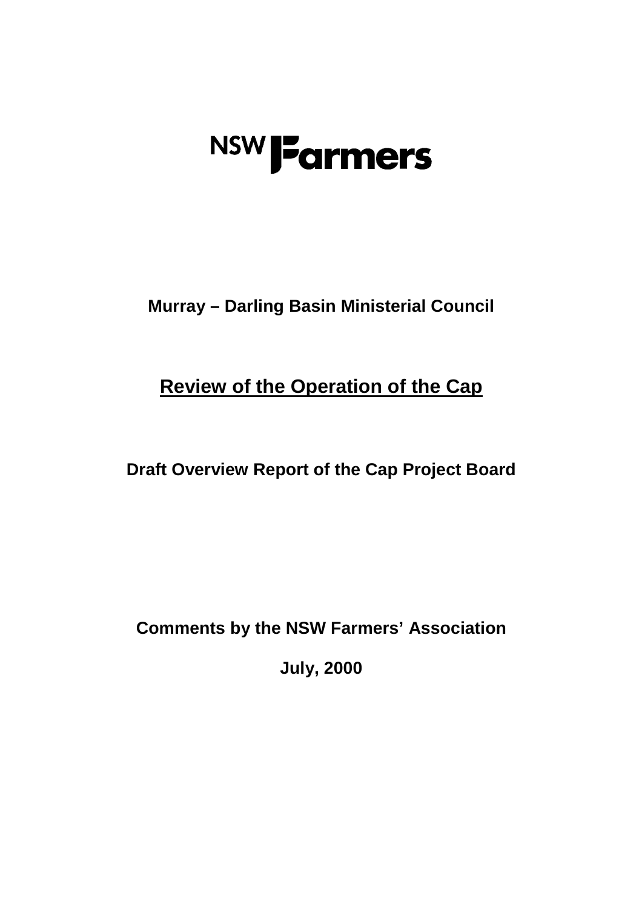NSW Farmers

**Murray – Darling Basin Ministerial Council**

# Review of the Operation of the Cap

**Draft Overview Report of the Cap Project Board**

**Comments by the NSW Farmers' Association**

**July, 2000**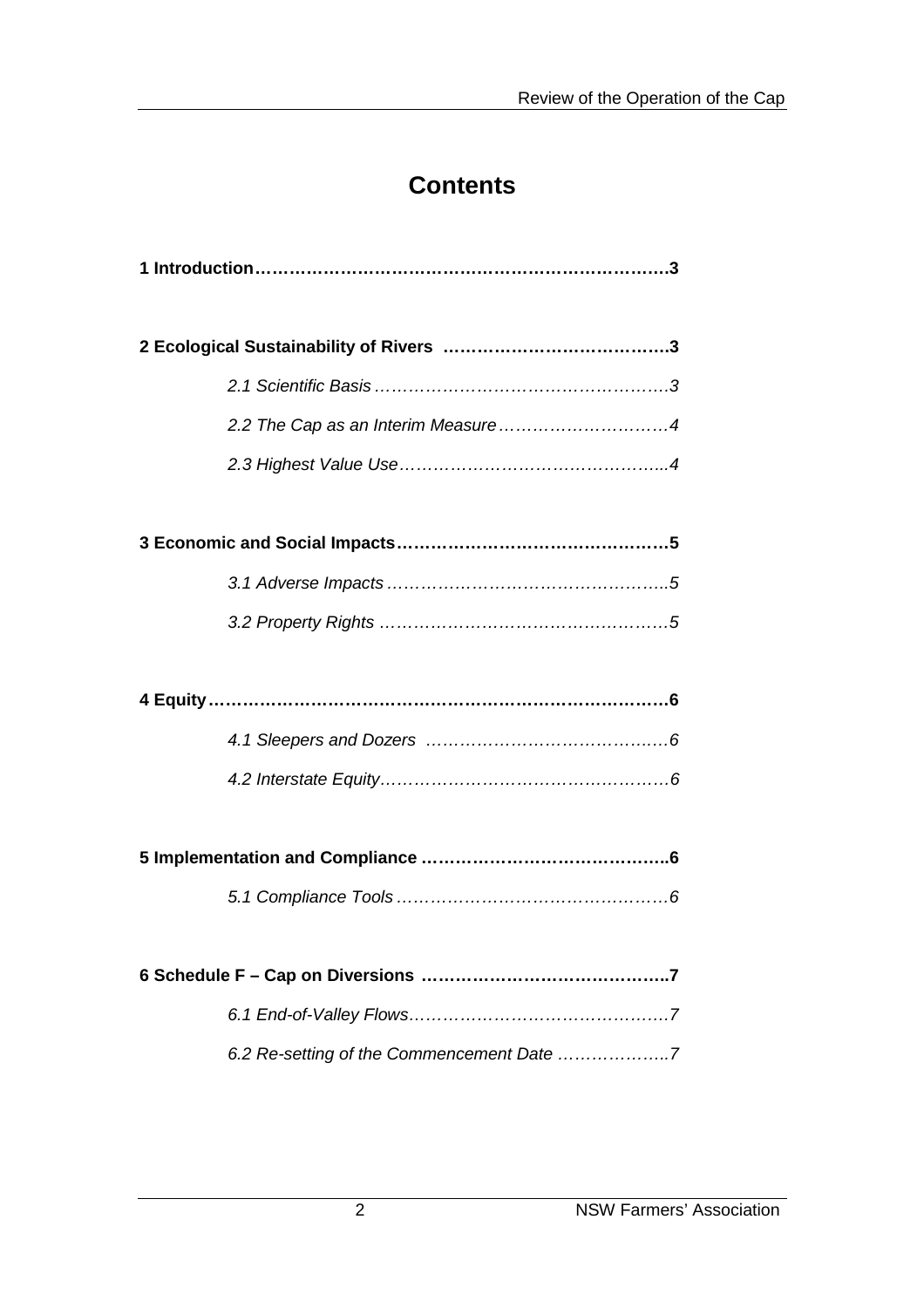# Contents

**1 Introduction……………………………………………………………….3**

**2 Ecological Sustainability of Rivers ………………………………….3**

*2.1 Scientific Basis …………………………………………….3*

*2.2 The Cap as an Interim Measure…………………………4*

*2.3 Highest Value Use…………………………………………..4*

**3 Economic and Social Impacts…………………………………………5**

*3.1 Adverse Impacts …………………………………………..5*

*3.2 Property Rights ……………………………………………5*

**4 Equity………………………………………………………………………6**

*4.1 Sleepers and Dozers …………………………………….6*

*4.2 Interstate Equity……………………………………………6*

**5 Implementation and Compliance ……………………………………..6**

*5.1 Compliance Tools …………………………………………6*

**6 Schedule F – Cap on Diversions ……………………………………..7**

*6.1 End-of-Valley Flows………………………………………7*

*6.2 Re-setting of the Commencement Date ………………..7*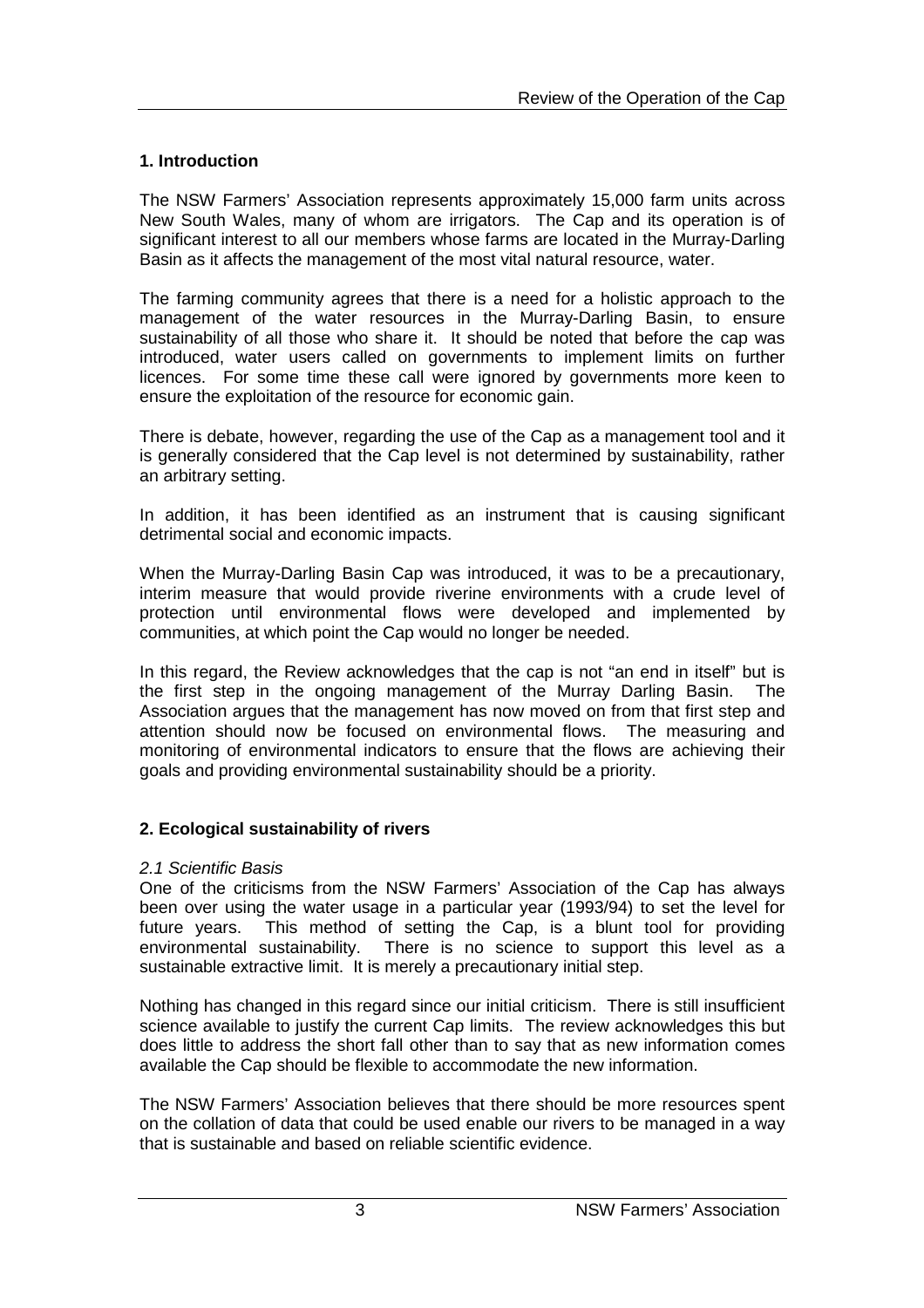## 1. Introduction

The NSW Farmers' Association represents approximately 15,000 farm units across New South Wales, many of whom are irrigators. The Cap and its operation is of significant interest to all our members whose farms are located in the Murray-Darling Basin as it affects the management of the most vital natural resource, water.

The farming community agrees that there is a need for a holistic approach to the management of the water resources in the Murray-Darling Basin, to ensure sustainability of all those who share it. It should be noted that before the cap was introduced, water users called on governments to implement limits on further licences. For some time these call were ignored by governments more keen to ensure the exploitation of the resource for economic gain.

There is debate, however, regarding the use of the Cap as a management tool and it is generally considered that the Cap level is not determined by sustainability, rather an arbitrary setting.

In addition, it has been identified as an instrument that is causing significant detrimental social and economic impacts.

When the Murray-Darling Basin Cap was introduced, it was to be a precautionary, interim measure that would provide riverine environments with a crude level of protection until environmental flows were developed and implemented by communities, at which point the Cap would no longer be needed.

In this regard, the Review acknowledges that the cap is not "an end in itself" but is the first step in the ongoing management of the Murray Darling Basin. The Association argues that the management has now moved on from that first step and attention should now be focused on environmental flows. The measuring and monitoring of environmental indicators to ensure that the flows are achieving their goals and providing environmental sustainability should be a priority.

## 2. Ecological sustainability of rivers

### *2.1 Scientific Basis*

One of the criticisms from the NSW Farmers' Association of the Cap has always been over using the water usage in a particular year (1993/94) to set the level for future years. This method of setting the Cap, is a blunt tool for providing environmental sustainability. There is no science to support this level as a sustainable extractive limit. It is merely a precautionary initial step.

Nothing has changed in this regard since our initial criticism. There is still insufficient science available to justify the current Cap limits. The review acknowledges this but does little to address the short fall other than to say that as new information comes available the Cap should be flexible to accommodate the new information.

The NSW Farmers' Association believes that there should be more resources spent on the collation of data that could be used enable our rivers to be managed in a way that is sustainable and based on reliable scientific evidence.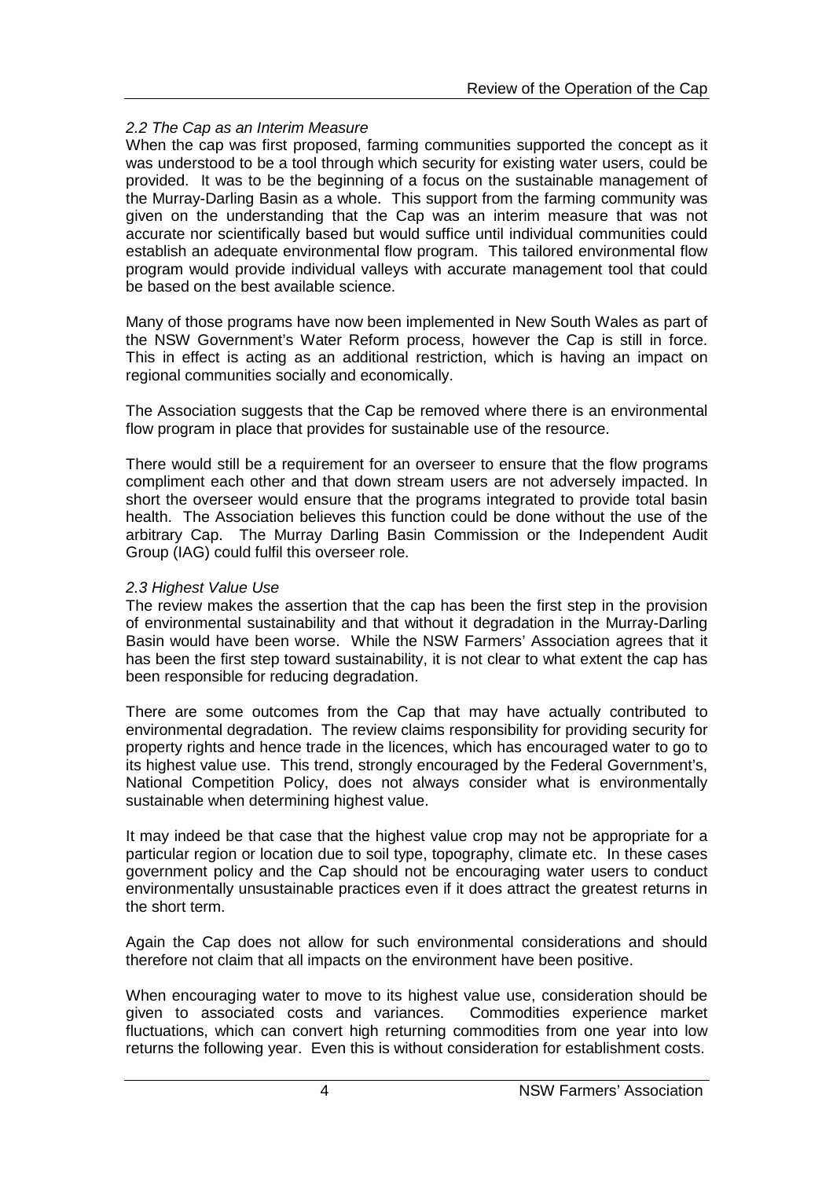### *2.2 The Cap as an Interim Measure*

When the cap was first proposed, farming communities supported the concept as it was understood to be a tool through which security for existing water users, could be provided. It was to be the beginning of a focus on the sustainable management of the Murray-Darling Basin as a whole. This support from the farming community was given on the understanding that the Cap was an interim measure that was not accurate nor scientifically based but would suffice until individual communities could establish an adequate environmental flow program. This tailored environmental flow program would provide individual valleys with accurate management tool that could be based on the best available science.

Many of those programs have now been implemented in New South Wales as part of the NSW Government's Water Reform process, however the Cap is still in force. This in effect is acting as an additional restriction, which is having an impact on regional communities socially and economically.

The Association suggests that the Cap be removed where there is an environmental flow program in place that provides for sustainable use of the resource.

There would still be a requirement for an overseer to ensure that the flow programs compliment each other and that down stream users are not adversely impacted. In short the overseer would ensure that the programs integrated to provide total basin health. The Association believes this function could be done without the use of the arbitrary Cap. The Murray Darling Basin Commission or the Independent Audit Group (IAG) could fulfil this overseer role.

### *2.3 Highest Value Use*

The review makes the assertion that the cap has been the first step in the provision of environmental sustainability and that without it degradation in the Murray-Darling Basin would have been worse. While the NSW Farmers' Association agrees that it has been the first step toward sustainability, it is not clear to what extent the cap has been responsible for reducing degradation.

There are some outcomes from the Cap that may have actually contributed to environmental degradation. The review claims responsibility for providing security for property rights and hence trade in the licences, which has encouraged water to go to its highest value use. This trend, strongly encouraged by the Federal Government's, National Competition Policy, does not always consider what is environmentally sustainable when determining highest value.

It may indeed be that case that the highest value crop may not be appropriate for a particular region or location due to soil type, topography, climate etc. In these cases government policy and the Cap should not be encouraging water users to conduct environmentally unsustainable practices even if it does attract the greatest returns in the short term.

Again the Cap does not allow for such environmental considerations and should therefore not claim that all impacts on the environment have been positive.

When encouraging water to move to its highest value use, consideration should be given to associated costs and variances. Commodities experience market fluctuations, which can convert high returning commodities from one year into low returns the following year. Even this is without consideration for establishment costs.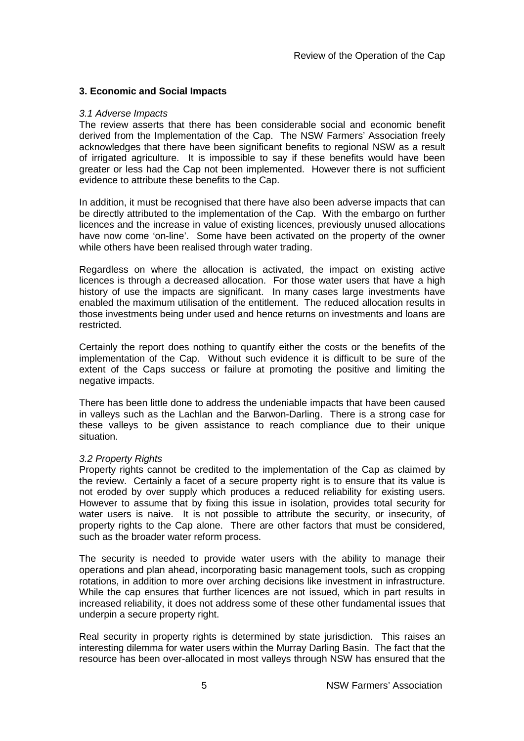## 3. Economic and Social Impacts

*3.1 Adverse Impacts*

The review asserts that there has been considerable social and economic benefit derived from the Implementation of the Cap. The NSW Farmers' Association freely acknowledges that there have been significant benefits to regional NSW as a result of irrigated agriculture. It is impossible to say if these benefits would have been greater or less had the Cap not been implemented. However there is not sufficient evidence to attribute these benefits to the Cap.

In addition, it must be recognised that there have also been adverse impacts that can be directly attributed to the implementation of the Cap. With the embargo on further licences and the increase in value of existing licences, previously unused allocations have now come 'on-line'. Some have been activated on the property of the owner while others have been realised through water trading.

Regardless on where the allocation is activated, the impact on existing active licences is through a decreased allocation. For those water users that have a high history of use the impacts are significant. In many cases large investments have enabled the maximum utilisation of the entitlement. The reduced allocation results in those investments being under used and hence returns on investments and loans are restricted.

Certainly the report does nothing to quantify either the costs or the benefits of the implementation of the Cap. Without such evidence it is difficult to be sure of the extent of the Caps success or failure at promoting the positive and limiting the negative impacts.

There has been little done to address the undeniable impacts that have been caused in valleys such as the Lachlan and the Barwon-Darling. There is a strong case for these valleys to be given assistance to reach compliance due to their unique situation.

*3.2 Property Rights*

Property rights cannot be credited to the implementation of the Cap as claimed by the review. Certainly a facet of a secure property right is to ensure that its value is not eroded by over supply which produces a reduced reliability for existing users. However to assume that by fixing this issue in isolation, provides total security for water users is naive. It is not possible to attribute the security, or insecurity, of property rights to the Cap alone. There are other factors that must be considered, such as the broader water reform process.

The security is needed to provide water users with the ability to manage their operations and plan ahead, incorporating basic management tools, such as cropping rotations, in addition to more over arching decisions like investment in infrastructure. While the cap ensures that further licences are not issued, which in part results in increased reliability, it does not address some of these other fundamental issues that underpin a secure property right.

Real security in property rights is determined by state jurisdiction. This raises an interesting dilemma for water users within the Murray Darling Basin. The fact that the resource has been over-allocated in most valleys through NSW has ensured that the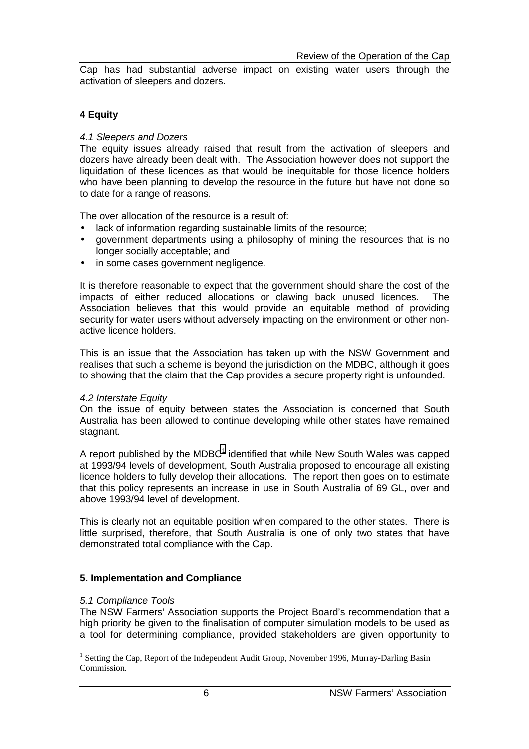Cap has had substantial adverse impact on existing water users through the activation of sleepers and dozers.

## 4 Equity

*4.1 Sleepers and Dozers*

The equity issues already raised that result from the activation of sleepers and dozers have already been dealt with. The Association however does not support the liquidation of these licences as that would be inequitable for those licence holders who have been planning to develop the resource in the future but have not done so to date for a range of reasons.

The over allocation of the resource is a result of:

- lack of information regarding sustainable limits of the resource;
- government departments using a philosophy of mining the resources that is no longer socially acceptable; and
- in some cases government negligence.

It is therefore reasonable to expect that the government should share the cost of the impacts of either reduced allocations or clawing back unused licences. The Association believes that this would provide an equitable method of providing security for water users without adversely impacting on the environment or other non-active licence holders.

This is an issue that the Association has taken up with the NSW Government and realises that such a scheme is beyond the jurisdiction on the MDBC, although it goes to showing that the claim that the Cap provides a secure property right is unfounded.

*4.2 Interstate Equity*

On the issue of equity between states the Association is concerned that South Australia has been allowed to continue developing while other states have remained stagnant.

A report published by the MDBC[1] identified that while New South Wales was capped at 1993/94 levels of development, South Australia proposed to encourage all existing licence holders to fully develop their allocations. The report then goes on to estimate that this policy represents an increase in use in South Australia of 69 GL, over and above 1993/94 level of development.

This is clearly not an equitable position when compared to the other states. There is little surprised, therefore, that South Australia is one of only two states that have demonstrated total compliance with the Cap.

## 5. Implementation and Compliance

*5.1 Compliance Tools*

The NSW Farmers' Association supports the Project Board's recommendation that a high priority be given to the finalisation of computer simulation models to be used as a tool for determining compliance, provided stakeholders are given opportunity to

[1] Setting the Cap, Report of the Independent Audit Group, November 1996, Murray-Darling Basin Commission.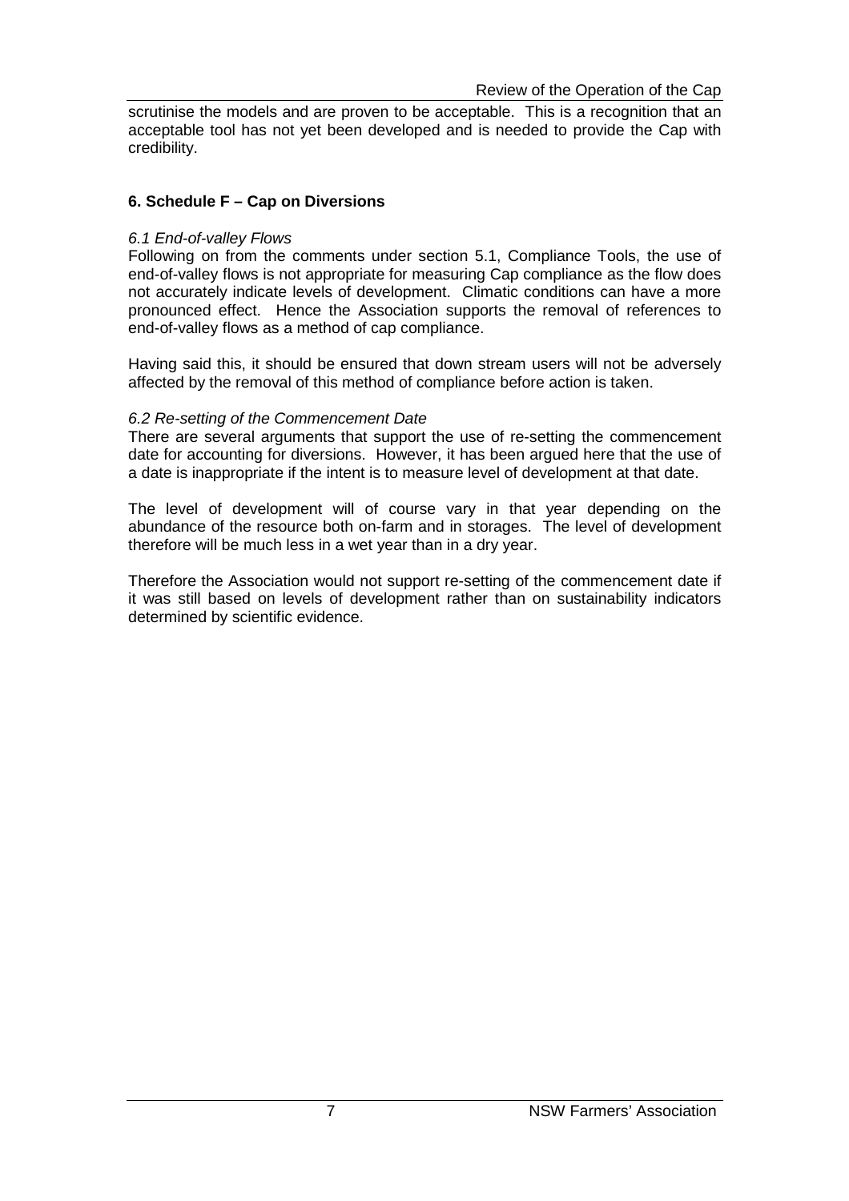scrutinise the models and are proven to be acceptable. This is a recognition that an acceptable tool has not yet been developed and is needed to provide the Cap with credibility.

## 6. Schedule F – Cap on Diversions

*6.1 End-of-valley Flows*

Following on from the comments under section 5.1, Compliance Tools, the use of end-of-valley flows is not appropriate for measuring Cap compliance as the flow does not accurately indicate levels of development. Climatic conditions can have a more pronounced effect. Hence the Association supports the removal of references to end-of-valley flows as a method of cap compliance.

Having said this, it should be ensured that down stream users will not be adversely affected by the removal of this method of compliance before action is taken.

*6.2 Re-setting of the Commencement Date*

There are several arguments that support the use of re-setting the commencement date for accounting for diversions. However, it has been argued here that the use of a date is inappropriate if the intent is to measure level of development at that date.

The level of development will of course vary in that year depending on the abundance of the resource both on-farm and in storages. The level of development therefore will be much less in a wet year than in a dry year.

Therefore the Association would not support re-setting of the commencement date if it was still based on levels of development rather than on sustainability indicators determined by scientific evidence.